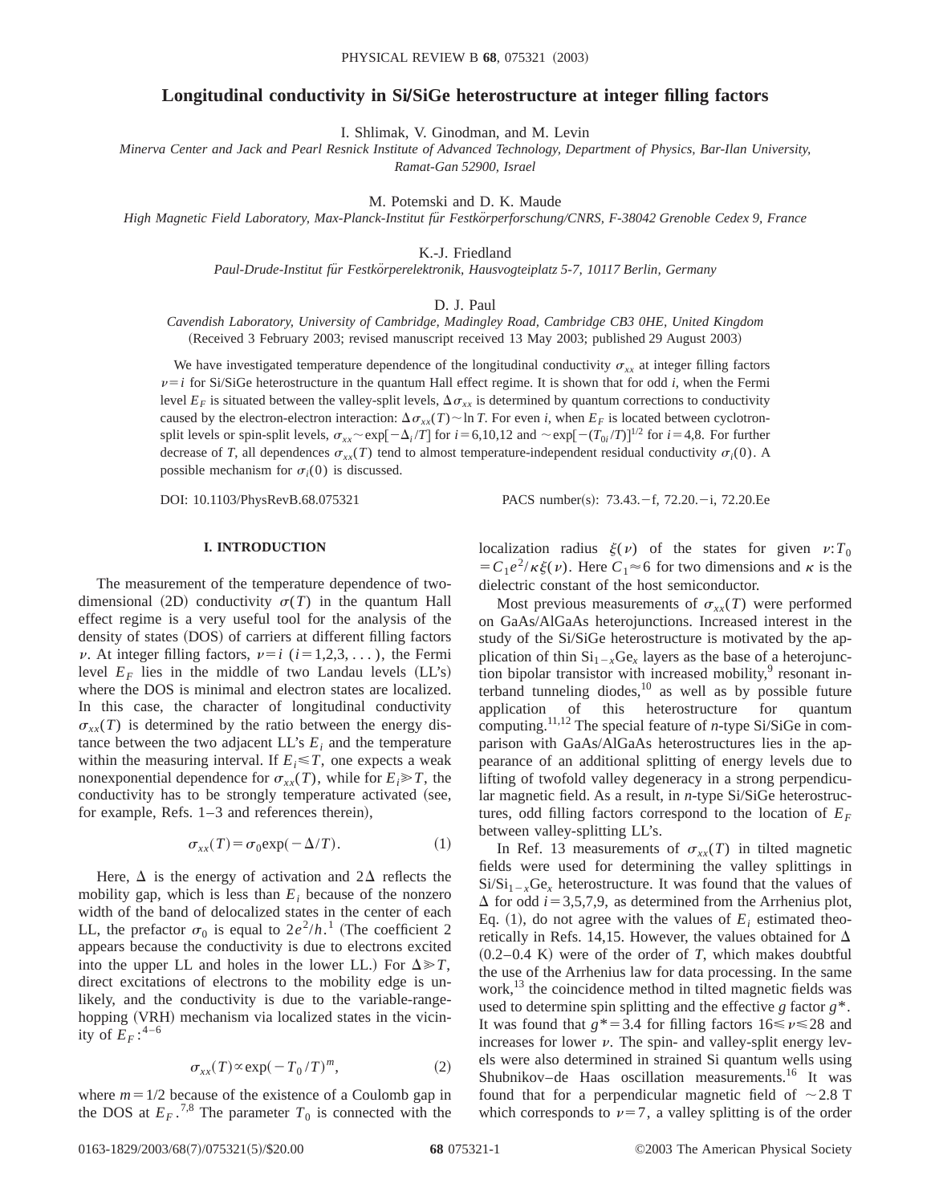# Longitudinal conductivity in Si/SiGe heterostructure at integer filling factors

I. Shlimak, V. Ginodman, and M. Levin

*Minerva Center and Jack and Pearl Resnick Institute of Advanced Technology, Department of Physics, Bar-Ilan University, Ramat-Gan 52900, Israel*

M. Potemski and D. K. Maude

*High Magnetic Field Laboratory, Max-Planck-Institut für Festkörperforschung/CNRS, F-38042 Grenoble Cedex 9, France*

K.-J. Friedland

*Paul-Drude-Institut für Festkörperelektronik, Hausvogteiplatz 5-7, 10117 Berlin, Germany*

D. J. Paul

*Cavendish Laboratory, University of Cambridge, Madingley Road, Cambridge CB3 0HE, United Kingdom*

(Received 3 February 2003; revised manuscript received 13 May 2003; published 29 August 2003)

We have investigated temperature dependence of the longitudinal conductivity $\sigma_{xx}$ at integer filling factors $\nu = i$ for Si/SiGe heterostructure in the quantum Hall effect regime. It is shown that for odd $i$, when the Fermi level $E_F$ is situated between the valley-split levels, $\Delta\sigma_{xx}$ is determined by quantum corrections to conductivity caused by the electron-electron interaction: $\Delta\sigma_{xx}(T) \sim \ln T$. For even $i$, when $E_F$ is located between cyclotron-split levels or spin-split levels, $\sigma_{xx} \sim \exp[-\Delta_i/T]$ for $i = 6,10,12$ and $\sim \exp[-(T_{0i}/T)]^{1/2}$ for $i = 4,8$. For further decrease of $T$, all dependences $\sigma_{xx}(T)$ tend to almost temperature-independent residual conductivity $\sigma_i(0)$. A possible mechanism for $\sigma_i(0)$ is discussed.

DOI: 10.1103/PhysRevB.68.075321 PACS number(s): 73.43.−f, 72.20.−i, 72.20.Ee

## I. INTRODUCTION

The measurement of the temperature dependence of two-dimensional (2D) conductivity $\sigma(T)$ in the quantum Hall effect regime is a very useful tool for the analysis of the density of states (DOS) of carriers at different filling factors $\nu$. At integer filling factors, $\nu = i$ $(i = 1,2,3,\ldots)$, the Fermi level $E_F$ lies in the middle of two Landau levels (LL's) where the DOS is minimal and electron states are localized. In this case, the character of longitudinal conductivity $\sigma_{xx}(T)$ is determined by the ratio between the energy distance between the two adjacent LL's $E_i$ and the temperature within the measuring interval. If $E_i \leqslant T$, one expects a weak nonexponential dependence for $\sigma_{xx}(T)$, while for $E_i \gg T$, the conductivity has to be strongly temperature activated (see, for example, Refs. 1–3 and references therein),

$$\sigma_{xx}(T) = \sigma_0 \exp(-\Delta/T). \tag{1}$$

Here, $\Delta$ is the energy of activation and $2\Delta$ reflects the mobility gap, which is less than $E_i$ because of the nonzero width of the band of delocalized states in the center of each LL, the prefactor $\sigma_0$ is equal to $2e^2/h$.[1] (The coefficient 2 appears because the conductivity is due to electrons excited into the upper LL and holes in the lower LL.) For $\Delta \gg T$, direct excitations of electrons to the mobility edge is unlikely, and the conductivity is due to the variable-range-hopping (VRH) mechanism via localized states in the vicinity of $E_F$:[4–6]

$$\sigma_{xx}(T) \propto \exp(-T_0/T)^m, \tag{2}$$

where $m = 1/2$ because of the existence of a Coulomb gap in the DOS at $E_F$.[7,8] The parameter $T_0$ is connected with the localization radius $\xi(\nu)$ of the states for given $\nu$: $T_0 = C_1 e^2/\kappa\xi(\nu)$. Here $C_1 \approx 6$ for two dimensions and $\kappa$ is the dielectric constant of the host semiconductor.

Most previous measurements of $\sigma_{xx}(T)$ were performed on GaAs/AlGaAs heterojunctions. Increased interest in the study of the Si/SiGe heterostructure is motivated by the application of thin $Si_{1-x}Ge_x$ layers as the base of a heterojunction bipolar transistor with increased mobility,[9] resonant interband tunneling diodes,[10] as well as by possible future application of this heterostructure for quantum computing.[11,12] The special feature of *n*-type Si/SiGe in comparison with GaAs/AlGaAs heterostructures lies in the appearance of an additional splitting of energy levels due to lifting of twofold valley degeneracy in a strong perpendicular magnetic field. As a result, in *n*-type Si/SiGe heterostructures, odd filling factors correspond to the location of $E_F$ between valley-splitting LL's.

In Ref. 13 measurements of $\sigma_{xx}(T)$ in tilted magnetic fields were used for determining the valley splittings in $Si/Si_{1-x}Ge_x$ heterostructure. It was found that the values of $\Delta$ for odd $i = 3,5,7,9$, as determined from the Arrhenius plot, Eq. (1), do not agree with the values of $E_i$ estimated theoretically in Refs. 14,15. However, the values obtained for $\Delta$ (0.2–0.4 K) were of the order of $T$, which makes doubtful the use of the Arrhenius law for data processing. In the same work,[13] the coincidence method in tilted magnetic fields was used to determine spin splitting and the effective $g$ factor $g^*$. It was found that $g^* = 3.4$ for filling factors $16 \leqslant \nu \leqslant 28$ and increases for lower $\nu$. The spin- and valley-split energy levels were also determined in strained Si quantum wells using Shubnikov–de Haas oscillation measurements.[16] It was found that for a perpendicular magnetic field of $\sim 2.8$ T which corresponds to $\nu = 7$, a valley splitting is of the order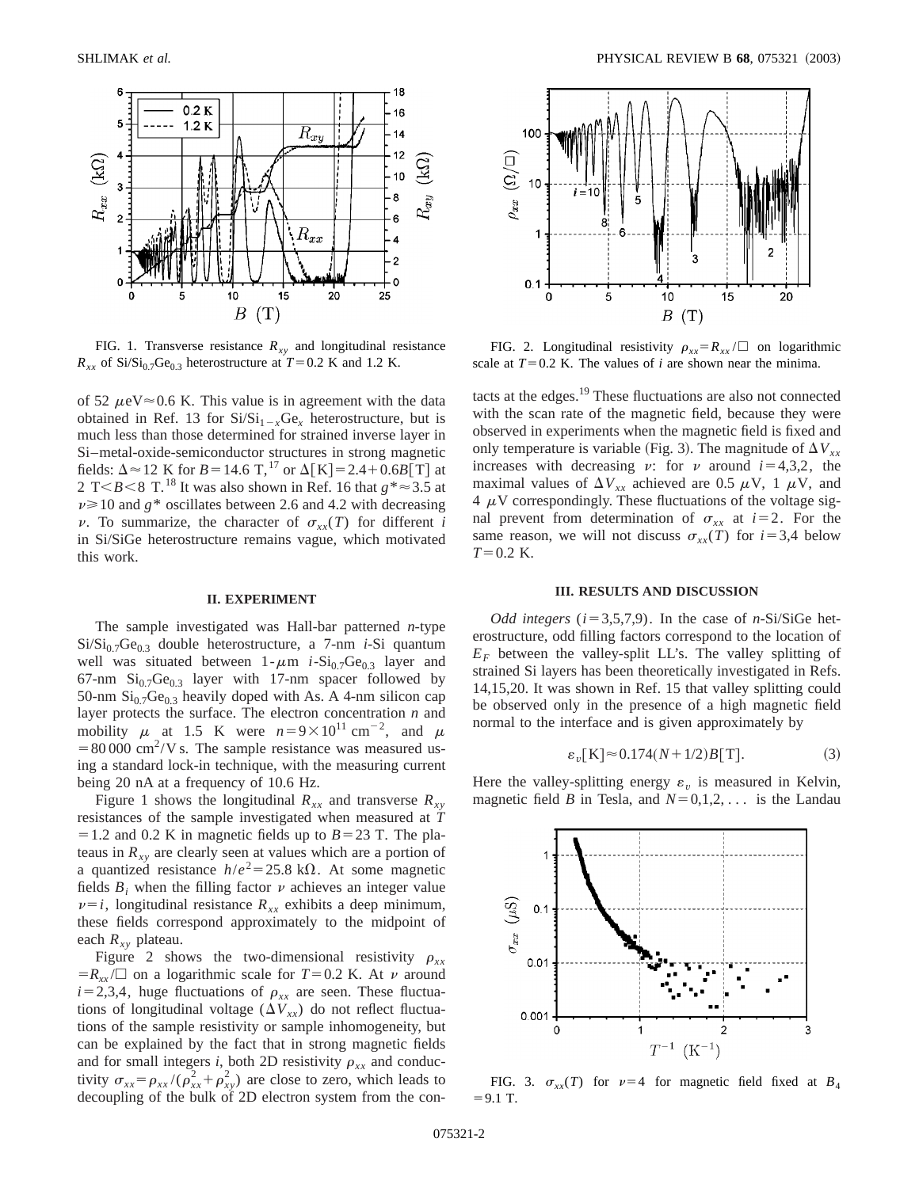FIG. 1. Transverse resistance $R_{xy}$ and longitudinal resistance $R_{xx}$ of $Si/Si_{0.7}Ge_{0.3}$ heterostructure at $T=0.2$ K and 1.2 K.

FIG. 2. Longitudinal resistivity $\rho_{xx}=R_{xx}/\square$ on logarithmic scale at $T=0.2$ K. The values of $i$ are shown near the minima.

of 52 $\mu$eV$\approx$0.6 K. This value is in agreement with the data obtained in Ref. 13 for $Si/Si_{1-x}Ge_x$ heterostructure, but is much less than those determined for strained inverse layer in Si–metal-oxide-semiconductor structures in strong magnetic fields: $\Delta \approx 12$ K for $B=14.6$ T,[17] or $\Delta[\mathrm{K}]=2.4+0.6B[\mathrm{T}]$ at 2 T$<B<$8 T.[18] It was also shown in Ref. 16 that $g^* \approx 3.5$ at $\nu \geq 10$ and $g^*$ oscillates between 2.6 and 4.2 with decreasing $\nu$. To summarize, the character of $\sigma_{xx}(T)$ for different $i$ in Si/SiGe heterostructure remains vague, which motivated this work.

## II. EXPERIMENT

The sample investigated was Hall-bar patterned $n$-type $Si/Si_{0.7}Ge_{0.3}$ double heterostructure, a 7-nm $i$-Si quantum well was situated between 1-$\mu$m $i$-$Si_{0.7}Ge_{0.3}$ layer and 67-nm $Si_{0.7}Ge_{0.3}$ layer with 17-nm spacer followed by 50-nm $Si_{0.7}Ge_{0.3}$ heavily doped with As. A 4-nm silicon cap layer protects the surface. The electron concentration $n$ and mobility $\mu$ at 1.5 K were $n=9\times10^{11}$ cm$^{-2}$, and $\mu = 80\,000$ cm$^2$/V s. The sample resistance was measured using a standard lock-in technique, with the measuring current being 20 nA at a frequency of 10.6 Hz.

Figure 1 shows the longitudinal $R_{xx}$ and transverse $R_{xy}$ resistances of the sample investigated when measured at $T=1.2$ and 0.2 K in magnetic fields up to $B=23$ T. The plateaus in $R_{xy}$ are clearly seen at values which are a portion of a quantized resistance $h/e^2=25.8$ k$\Omega$. At some magnetic fields $B_i$ when the filling factor $\nu$ achieves an integer value $\nu=i$, longitudinal resistance $R_{xx}$ exhibits a deep minimum, these fields correspond approximately to the midpoint of each $R_{xy}$ plateau.

Figure 2 shows the two-dimensional resistivity $\rho_{xx}=R_{xx}/\square$ on a logarithmic scale for $T=0.2$ K. At $\nu$ around $i=2,3,4$, huge fluctuations of $\rho_{xx}$ are seen. These fluctuations of longitudinal voltage ($\Delta V_{xx}$) do not reflect fluctuations of the sample resistivity or sample inhomogeneity, but can be explained by the fact that in strong magnetic fields and for small integers $i$, both 2D resistivity $\rho_{xx}$ and conductivity $\sigma_{xx}=\rho_{xx}/(\rho_{xx}^2+\rho_{xy}^2)$ are close to zero, which leads to decoupling of the bulk of 2D electron system from the contacts at the edges.[19] These fluctuations are also not connected with the scan rate of the magnetic field, because they were observed in experiments when the magnetic field is fixed and only temperature is variable (Fig. 3). The magnitude of $\Delta V_{xx}$ increases with decreasing $\nu$: for $\nu$ around $i=4,3,2$, the maximal values of $\Delta V_{xx}$ achieved are 0.5 $\mu$V, 1 $\mu$V, and 4 $\mu$V correspondingly. These fluctuations of the voltage signal prevent from determination of $\sigma_{xx}$ at $i=2$. For the same reason, we will not discuss $\sigma_{xx}(T)$ for $i=3,4$ below $T=0.2$ K.

## III. RESULTS AND DISCUSSION

*Odd integers* ($i=3,5,7,9$). In the case of $n$-Si/SiGe heterostructure, odd filling factors correspond to the location of $E_F$ between the valley-split LL's. The valley splitting of strained Si layers has been theoretically investigated in Refs. 14,15,20. It was shown in Ref. 15 that valley splitting could be observed only in the presence of a high magnetic field normal to the interface and is given approximately by

$$\varepsilon_v[\mathrm{K}] \approx 0.174(N+1/2)B[\mathrm{T}]. \tag{3}$$

Here the valley-splitting energy $\varepsilon_v$ is measured in Kelvin, magnetic field $B$ in Tesla, and $N=0,1,2,\ldots$ is the Landau

FIG. 3. $\sigma_{xx}(T)$ for $\nu=4$ for magnetic field fixed at $B_4=9.1$ T.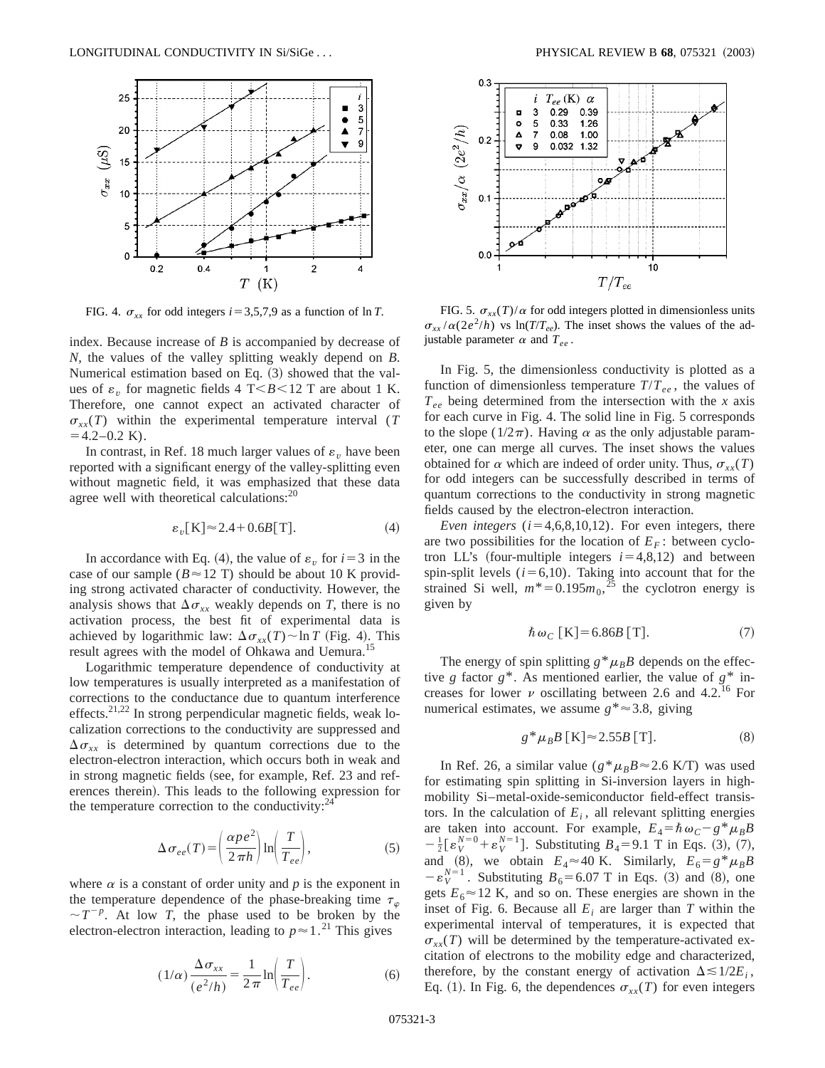FIG. 4. $\sigma_{xx}$ for odd integers $i=3,5,7,9$ as a function of $\ln T$.

index. Because increase of $B$ is accompanied by decrease of $N$, the values of the valley splitting weakly depend on $B$. Numerical estimation based on Eq. (3) showed that the values of $\varepsilon_v$ for magnetic fields 4 T$<B<$12 T are about 1 K. Therefore, one cannot expect an activated character of $\sigma_{xx}(T)$ within the experimental temperature interval ($T=4.2$–0.2 K).

In contrast, in Ref. 18 much larger values of $\varepsilon_v$ have been reported with a significant energy of the valley-splitting even without magnetic field, it was emphasized that these data agree well with theoretical calculations:[20]

$$\varepsilon_v[\mathrm{K}] \approx 2.4 + 0.6B[\mathrm{T}]. \tag{4}$$

In accordance with Eq. (4), the value of $\varepsilon_v$ for $i=3$ in the case of our sample ($B\approx 12$ T) should be about 10 K providing strong activated character of conductivity. However, the analysis shows that $\Delta\sigma_{xx}$ weakly depends on $T$, there is no activation process, the best fit of experimental data is achieved by logarithmic law: $\Delta\sigma_{xx}(T) \sim \ln T$ (Fig. 4). This result agrees with the model of Ohkawa and Uemura.[15]

Logarithmic temperature dependence of conductivity at low temperatures is usually interpreted as a manifestation of corrections to the conductance due to quantum interference effects.[21,22] In strong perpendicular magnetic fields, weak localization corrections to the conductivity are suppressed and $\Delta\sigma_{xx}$ is determined by quantum corrections due to the electron-electron interaction, which occurs both in weak and in strong magnetic fields (see, for example, Ref. 23 and references therein). This leads to the following expression for the temperature correction to the conductivity:[24]

$$\Delta\sigma_{ee}(T) = \left(\frac{\alpha p e^2}{2\pi h}\right)\ln\left(\frac{T}{T_{ee}}\right), \tag{5}$$

where $\alpha$ is a constant of order unity and $p$ is the exponent in the temperature dependence of the phase-breaking time $\tau_\varphi \sim T^{-p}$. At low $T$, the phase used to be broken by the electron-electron interaction, leading to $p\approx 1$.[21] This gives

$$(1/\alpha)\frac{\Delta\sigma_{xx}}{(e^2/h)} = \frac{1}{2\pi}\ln\left(\frac{T}{T_{ee}}\right). \tag{6}$$

FIG. 5. $\sigma_{xx}(T)/\alpha$ for odd integers plotted in dimensionless units $\sigma_{xx}/\alpha(2e^2/h)$ vs $\ln(T/T_{ee})$. The inset shows the values of the adjustable parameter $\alpha$ and $T_{ee}$.

In Fig. 5, the dimensionless conductivity is plotted as a function of dimensionless temperature $T/T_{ee}$, the values of $T_{ee}$ being determined from the intersection with the $x$ axis for each curve in Fig. 4. The solid line in Fig. 5 corresponds to the slope $(1/2\pi)$. Having $\alpha$ as the only adjustable parameter, one can merge all curves. The inset shows the values obtained for $\alpha$ which are indeed of order unity. Thus, $\sigma_{xx}(T)$ for odd integers can be successfully described in terms of quantum corrections to the conductivity in strong magnetic fields caused by the electron-electron interaction.

*Even integers* ($i=4,6,8,10,12$). For even integers, there are two possibilities for the location of $E_F$: between cyclotron LL's (four-multiple integers $i=4,8,12$) and between spin-split levels ($i=6,10$). Taking into account that for the strained Si well, $m^*=0.195m_0$,[25] the cyclotron energy is given by

$$\hbar\omega_C\,[\mathrm{K}] = 6.86B\,[\mathrm{T}]. \tag{7}$$

The energy of spin splitting $g^*\mu_B B$ depends on the effective $g$ factor $g^*$. As mentioned earlier, the value of $g^*$ increases for lower $\nu$ oscillating between 2.6 and 4.2.[16] For numerical estimates, we assume $g^*\approx 3.8$, giving

$$g^*\mu_B B\,[\mathrm{K}] \approx 2.55B\,[\mathrm{T}]. \tag{8}$$

In Ref. 26, a similar value ($g^*\mu_B B \approx 2.6$ K/T) was used for estimating spin splitting in Si-inversion layers in high-mobility Si–metal-oxide-semiconductor field-effect transistors. In the calculation of $E_i$, all relevant splitting energies are taken into account. For example, $E_4 = \hbar\omega_C - g^*\mu_B B - \frac{1}{2}[\varepsilon_V^{N=0} + \varepsilon_V^{N=1}]$. Substituting $B_4 = 9.1$ T in Eqs. (3), (7), and (8), we obtain $E_4 \approx 40$ K. Similarly, $E_6 = g^*\mu_B B - \varepsilon_V^{N=1}$. Substituting $B_6 = 6.07$ T in Eqs. (3) and (8), one gets $E_6 \approx 12$ K, and so on. These energies are shown in the inset of Fig. 6. Because all $E_i$ are larger than $T$ within the experimental interval of temperatures, it is expected that $\sigma_{xx}(T)$ will be determined by the temperature-activated excitation of electrons to the mobility edge and characterized, therefore, by the constant energy of activation $\Delta \lesssim 1/2E_i$, Eq. (1). In Fig. 6, the dependences $\sigma_{xx}(T)$ for even integers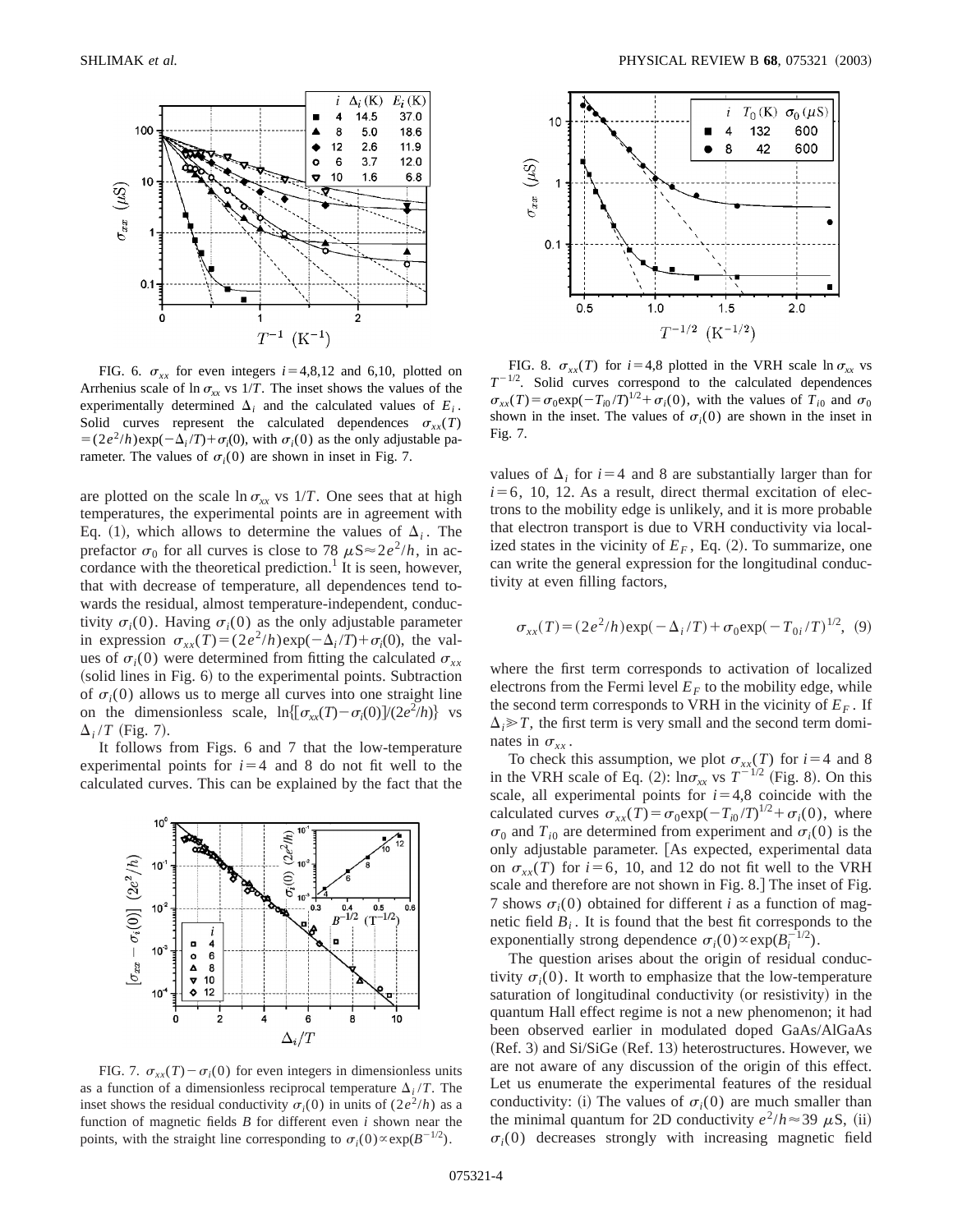| $i$ | $\Delta_i$ (K) | $E_i$ (K) |
|---|---|---|
| 4 | 14.5 | 37.0 |
| 8 | 5.0 | 18.6 |
| 12 | 2.6 | 11.9 |
| 6 | 3.7 | 12.0 |
| 10 | 1.6 | 6.8 |

FIG. 6. $\sigma_{xx}$ for even integers $i=4,8,12$ and 6,10, plotted on Arrhenius scale of $\ln \sigma_{xx}$ vs $1/T$. The inset shows the values of the experimentally determined $\Delta_i$ and the calculated values of $E_i$. Solid curves represent the calculated dependences $\sigma_{xx}(T) = (2e^2/h)\exp(-\Delta_i/T)+\sigma_i(0)$, with $\sigma_i(0)$ as the only adjustable parameter. The values of $\sigma_i(0)$ are shown in inset in Fig. 7.

are plotted on the scale $\ln \sigma_{xx}$ vs $1/T$. One sees that at high temperatures, the experimental points are in agreement with Eq. (1), which allows to determine the values of $\Delta_i$. The prefactor $\sigma_0$ for all curves is close to 78 $\mu$S$\approx 2e^2/h$, in accordance with the theoretical prediction.[1] It is seen, however, that with decrease of temperature, all dependences tend towards the residual, almost temperature-independent, conductivity $\sigma_i(0)$. Having $\sigma_i(0)$ as the only adjustable parameter in expression $\sigma_{xx}(T)=(2e^2/h)\exp(-\Delta_i/T)+\sigma_i(0)$, the values of $\sigma_i(0)$ were determined from fitting the calculated $\sigma_{xx}$ (solid lines in Fig. 6) to the experimental points. Subtraction of $\sigma_i(0)$ allows us to merge all curves into one straight line on the dimensionless scale, $\ln\{[\sigma_{xx}(T)-\sigma_i(0)]/(2e^2/h)\}$ vs $\Delta_i/T$ (Fig. 7).

It follows from Figs. 6 and 7 that the low-temperature experimental points for $i=4$ and 8 do not fit well to the calculated curves. This can be explained by the fact that the

FIG. 7. $\sigma_{xx}(T)-\sigma_i(0)$ for even integers in dimensionless units as a function of a dimensionless reciprocal temperature $\Delta_i/T$. The inset shows the residual conductivity $\sigma_i(0)$ in units of $(2e^2/h)$ as a function of magnetic fields $B$ for different even $i$ shown near the points, with the straight line corresponding to $\sigma_i(0)\propto\exp(B^{-1/2})$.

| $i$ | $T_0$ (K) | $\sigma_0$ ($\mu$S) |
|---|---|---|
| 4 | 132 | 600 |
| 8 | 42 | 600 |

FIG. 8. $\sigma_{xx}(T)$ for $i=4,8$ plotted in the VRH scale $\ln \sigma_{xx}$ vs $T^{-1/2}$. Solid curves correspond to the calculated dependences $\sigma_{xx}(T)=\sigma_0\exp(-T_{i0}/T)^{1/2}+\sigma_i(0)$, with the values of $T_{i0}$ and $\sigma_0$ shown in the inset. The values of $\sigma_i(0)$ are shown in the inset in Fig. 7.

values of $\Delta_i$ for $i=4$ and 8 are substantially larger than for $i=6$, 10, 12. As a result, direct thermal excitation of electrons to the mobility edge is unlikely, and it is more probable that electron transport is due to VRH conductivity via localized states in the vicinity of $E_F$, Eq. (2). To summarize, one can write the general expression for the longitudinal conductivity at even filling factors,

$$\sigma_{xx}(T)=(2e^2/h)\exp(-\Delta_i/T)+\sigma_0\exp(-T_{0i}/T)^{1/2}, \quad (9)$$

where the first term corresponds to activation of localized electrons from the Fermi level $E_F$ to the mobility edge, while the second term corresponds to VRH in the vicinity of $E_F$. If $\Delta_i \gg T$, the first term is very small and the second term dominates in $\sigma_{xx}$.

To check this assumption, we plot $\sigma_{xx}(T)$ for $i=4$ and 8 in the VRH scale of Eq. (2): $\ln\sigma_{xx}$ vs $T^{-1/2}$ (Fig. 8). On this scale, all experimental points for $i=4,8$ coincide with the calculated curves $\sigma_{xx}(T)=\sigma_0\exp(-T_{i0}/T)^{1/2}+\sigma_i(0)$, where $\sigma_0$ and $T_{i0}$ are determined from experiment and $\sigma_i(0)$ is the only adjustable parameter. [As expected, experimental data on $\sigma_{xx}(T)$ for $i=6$, 10, and 12 do not fit well to the VRH scale and therefore are not shown in Fig. 8.] The inset of Fig. 7 shows $\sigma_i(0)$ obtained for different $i$ as a function of magnetic field $B_i$. It is found that the best fit corresponds to the exponentially strong dependence $\sigma_i(0)\propto\exp(B_i^{-1/2})$.

The question arises about the origin of residual conductivity $\sigma_i(0)$. It worth to emphasize that the low-temperature saturation of longitudinal conductivity (or resistivity) in the quantum Hall effect regime is not a new phenomenon; it had been observed earlier in modulated doped GaAs/AlGaAs (Ref. 3) and Si/SiGe (Ref. 13) heterostructures. However, we are not aware of any discussion of the origin of this effect. Let us enumerate the experimental features of the residual conductivity: (i) The values of $\sigma_i(0)$ are much smaller than the minimal quantum for 2D conductivity $e^2/h\approx 39$ $\mu$S, (ii) $\sigma_i(0)$ decreases strongly with increasing magnetic field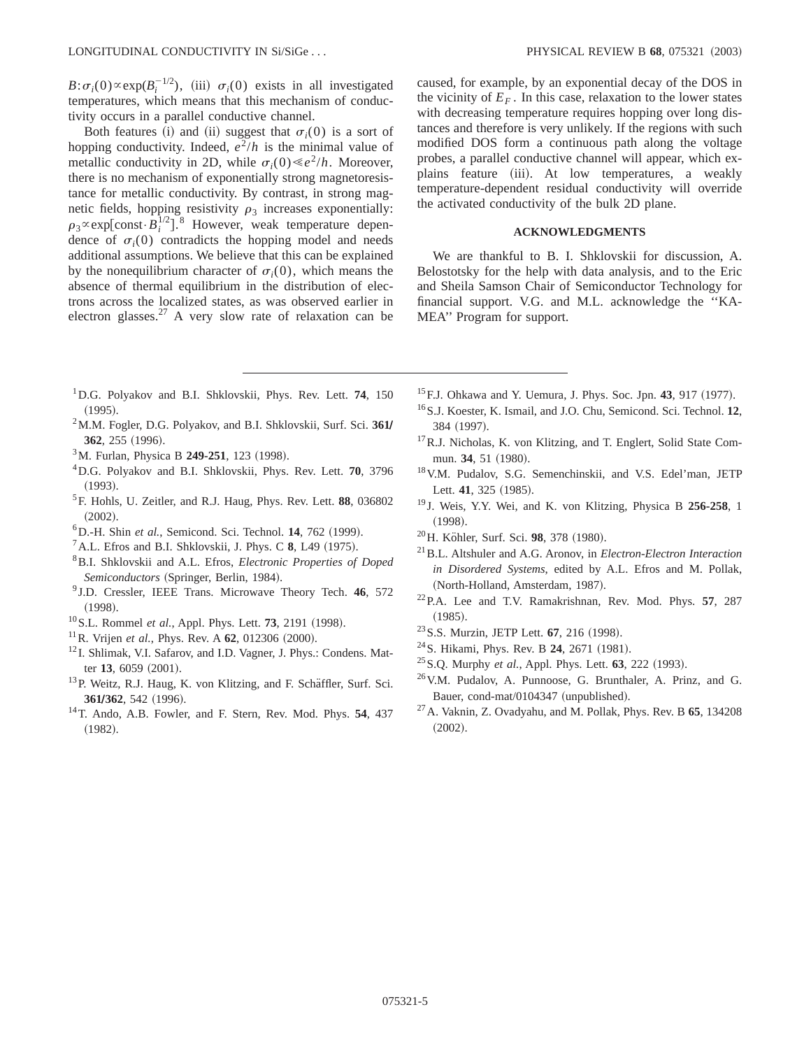$B$: $\sigma_i(0) \propto \exp(B_i^{-1/2})$, (iii) $\sigma_i(0)$ exists in all investigated temperatures, which means that this mechanism of conductivity occurs in a parallel conductive channel.

Both features (i) and (ii) suggest that $\sigma_i(0)$ is a sort of hopping conductivity. Indeed, $e^2/h$ is the minimal value of metallic conductivity in 2D, while $\sigma_i(0) \ll e^2/h$. Moreover, there is no mechanism of exponentially strong magnetoresistance for metallic conductivity. By contrast, in strong magnetic fields, hopping resistivity $\rho_3$ increases exponentially: $\rho_3 \propto \exp[\text{const} \cdot B_i^{1/2}]$.[8] However, weak temperature dependence of $\sigma_i(0)$ contradicts the hopping model and needs additional assumptions. We believe that this can be explained by the nonequilibrium character of $\sigma_i(0)$, which means the absence of thermal equilibrium in the distribution of electrons across the localized states, as was observed earlier in electron glasses.[27] A very slow rate of relaxation can be caused, for example, by an exponential decay of the DOS in the vicinity of $E_F$. In this case, relaxation to the lower states with decreasing temperature requires hopping over long distances and therefore is very unlikely. If the regions with such modified DOS form a continuous path along the voltage probes, a parallel conductive channel will appear, which explains feature (iii). At low temperatures, a weakly temperature-dependent residual conductivity will override the activated conductivity of the bulk 2D plane.

## ACKNOWLEDGMENTS

We are thankful to B. I. Shklovskii for discussion, A. Belostotsky for the help with data analysis, and to the Eric and Sheila Samson Chair of Semiconductor Technology for financial support. V.G. and M.L. acknowledge the "KA-MEA" Program for support.

---

[1] D.G. Polyakov and B.I. Shklovskii, Phys. Rev. Lett. **74**, 150 (1995).
[2] M.M. Fogler, D.G. Polyakov, and B.I. Shklovskii, Surf. Sci. **361/362**, 255 (1996).
[3] M. Furlan, Physica B **249-251**, 123 (1998).
[4] D.G. Polyakov and B.I. Shklovskii, Phys. Rev. Lett. **70**, 3796 (1993).
[5] F. Hohls, U. Zeitler, and R.J. Haug, Phys. Rev. Lett. **88**, 036802 (2002).
[6] D.-H. Shin *et al.*, Semicond. Sci. Technol. **14**, 762 (1999).
[7] A.L. Efros and B.I. Shklovskii, J. Phys. C **8**, L49 (1975).
[8] B.I. Shklovskii and A.L. Efros, *Electronic Properties of Doped Semiconductors* (Springer, Berlin, 1984).
[9] J.D. Cressler, IEEE Trans. Microwave Theory Tech. **46**, 572 (1998).
[10] S.L. Rommel *et al.*, Appl. Phys. Lett. **73**, 2191 (1998).
[11] R. Vrijen *et al.*, Phys. Rev. A **62**, 012306 (2000).
[12] I. Shlimak, V.I. Safarov, and I.D. Vagner, J. Phys.: Condens. Matter **13**, 6059 (2001).
[13] P. Weitz, R.J. Haug, K. von Klitzing, and F. Schäffler, Surf. Sci. **361/362**, 542 (1996).
[14] T. Ando, A.B. Fowler, and F. Stern, Rev. Mod. Phys. **54**, 437 (1982).
[15] F.J. Ohkawa and Y. Uemura, J. Phys. Soc. Jpn. **43**, 917 (1977).
[16] S.J. Koester, K. Ismail, and J.O. Chu, Semicond. Sci. Technol. **12**, 384 (1997).
[17] R.J. Nicholas, K. von Klitzing, and T. Englert, Solid State Commun. **34**, 51 (1980).
[18] V.M. Pudalov, S.G. Semenchinskii, and V.S. Edel'man, JETP Lett. **41**, 325 (1985).
[19] J. Weis, Y.Y. Wei, and K. von Klitzing, Physica B **256-258**, 1 (1998).
[20] H. Köhler, Surf. Sci. **98**, 378 (1980).
[21] B.L. Altshuler and A.G. Aronov, in *Electron-Electron Interaction in Disordered Systems*, edited by A.L. Efros and M. Pollak, (North-Holland, Amsterdam, 1987).
[22] P.A. Lee and T.V. Ramakrishnan, Rev. Mod. Phys. **57**, 287 (1985).
[23] S.S. Murzin, JETP Lett. **67**, 216 (1998).
[24] S. Hikami, Phys. Rev. B **24**, 2671 (1981).
[25] S.Q. Murphy *et al.*, Appl. Phys. Lett. **63**, 222 (1993).
[26] V.M. Pudalov, A. Punnoose, G. Brunthaler, A. Prinz, and G. Bauer, cond-mat/0104347 (unpublished).
[27] A. Vaknin, Z. Ovadyahu, and M. Pollak, Phys. Rev. B **65**, 134208 (2002).